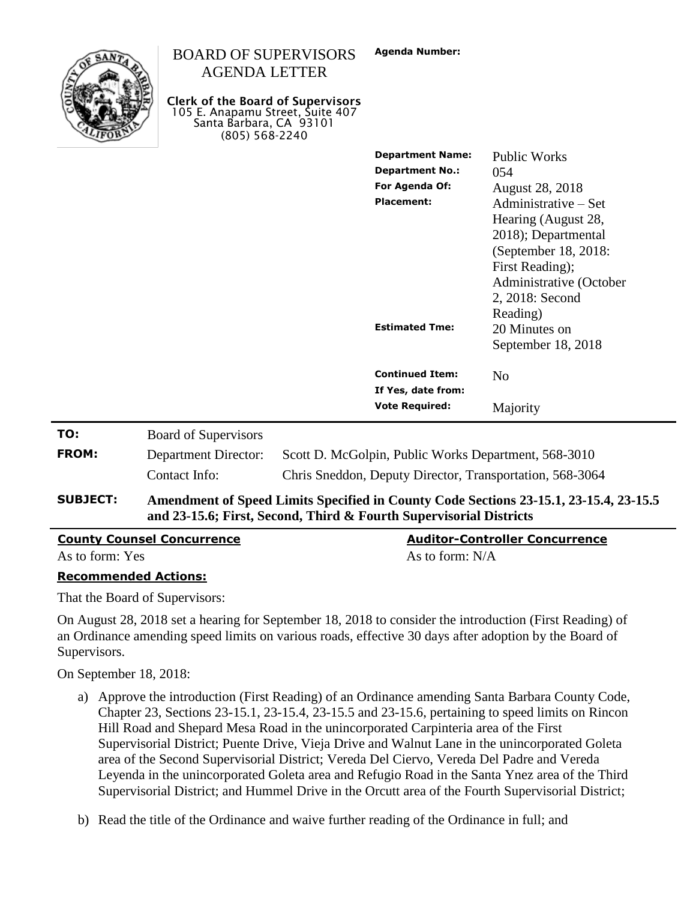# BOARD OF SUPERVISORS AGENDA LETTER

**Clerk of the Board of Supervisors**
105 E. Anapamu Street, Suite 407
Santa Barbara, CA 93101
(805) 568-2240

**Agenda Number:**

| | |
|---|---|
| **Department Name:** | Public Works |
| **Department No.:** | 054 |
| **For Agenda Of:** | August 28, 2018 |
| **Placement:** | Administrative – Set Hearing (August 28, 2018); Departmental (September 18, 2018: First Reading); Administrative (October 2, 2018: Second Reading) |
| **Estimated Tme:** | 20 Minutes on September 18, 2018 |
| **Continued Item:** | No |
| **If Yes, date from:** | |
| **Vote Required:** | Majority |

**TO:** Board of Supervisors

**FROM:** Department Director: Scott D. McGolpin, Public Works Department, 568-3010
Contact Info: Chris Sneddon, Deputy Director, Transportation, 568-3064

**SUBJECT:** **Amendment of Speed Limits Specified in County Code Sections 23-15.1, 23-15.4, 23-15.5 and 23-15.6; First, Second, Third & Fourth Supervisorial Districts**

| **County Counsel Concurrence** | **Auditor-Controller Concurrence** |
|---|---|
| As to form: Yes | As to form: N/A |

**Recommended Actions:**

That the Board of Supervisors:

On August 28, 2018 set a hearing for September 18, 2018 to consider the introduction (First Reading) of an Ordinance amending speed limits on various roads, effective 30 days after adoption by the Board of Supervisors.

On September 18, 2018:

a) Approve the introduction (First Reading) of an Ordinance amending Santa Barbara County Code, Chapter 23, Sections 23-15.1, 23-15.4, 23-15.5 and 23-15.6, pertaining to speed limits on Rincon Hill Road and Shepard Mesa Road in the unincorporated Carpinteria area of the First Supervisorial District; Puente Drive, Vieja Drive and Walnut Lane in the unincorporated Goleta area of the Second Supervisorial District; Vereda Del Ciervo, Vereda Del Padre and Vereda Leyenda in the unincorporated Goleta area and Refugio Road in the Santa Ynez area of the Third Supervisorial District; and Hummel Drive in the Orcutt area of the Fourth Supervisorial District;

b) Read the title of the Ordinance and waive further reading of the Ordinance in full; and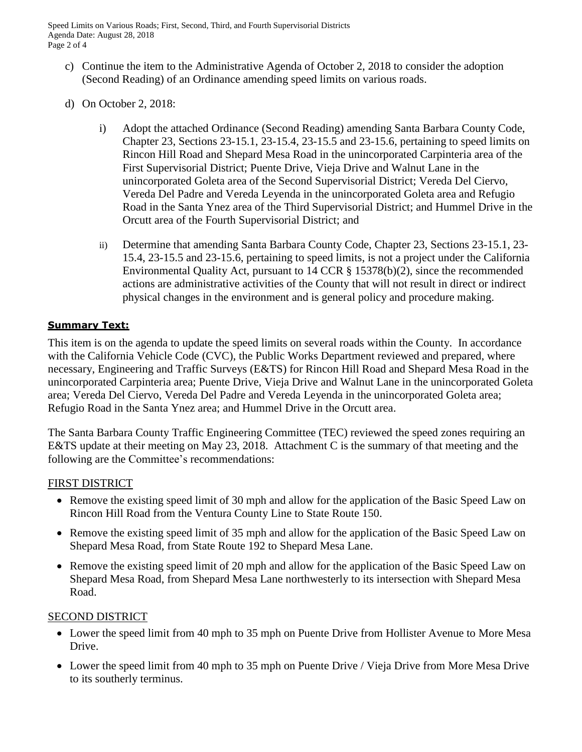c) Continue the item to the Administrative Agenda of October 2, 2018 to consider the adoption (Second Reading) of an Ordinance amending speed limits on various roads.

d) On October 2, 2018:

   i) Adopt the attached Ordinance (Second Reading) amending Santa Barbara County Code, Chapter 23, Sections 23-15.1, 23-15.4, 23-15.5 and 23-15.6, pertaining to speed limits on Rincon Hill Road and Shepard Mesa Road in the unincorporated Carpinteria area of the First Supervisorial District; Puente Drive, Vieja Drive and Walnut Lane in the unincorporated Goleta area of the Second Supervisorial District; Vereda Del Ciervo, Vereda Del Padre and Vereda Leyenda in the unincorporated Goleta area and Refugio Road in the Santa Ynez area of the Third Supervisorial District; and Hummel Drive in the Orcutt area of the Fourth Supervisorial District; and

   ii) Determine that amending Santa Barbara County Code, Chapter 23, Sections 23-15.1, 23-15.4, 23-15.5 and 23-15.6, pertaining to speed limits, is not a project under the California Environmental Quality Act, pursuant to 14 CCR § 15378(b)(2), since the recommended actions are administrative activities of the County that will not result in direct or indirect physical changes in the environment and is general policy and procedure making.

**Summary Text:**

This item is on the agenda to update the speed limits on several roads within the County. In accordance with the California Vehicle Code (CVC), the Public Works Department reviewed and prepared, where necessary, Engineering and Traffic Surveys (E&TS) for Rincon Hill Road and Shepard Mesa Road in the unincorporated Carpinteria area; Puente Drive, Vieja Drive and Walnut Lane in the unincorporated Goleta area; Vereda Del Ciervo, Vereda Del Padre and Vereda Leyenda in the unincorporated Goleta area; Refugio Road in the Santa Ynez area; and Hummel Drive in the Orcutt area.

The Santa Barbara County Traffic Engineering Committee (TEC) reviewed the speed zones requiring an E&TS update at their meeting on May 23, 2018. Attachment C is the summary of that meeting and the following are the Committee's recommendations:

FIRST DISTRICT

- Remove the existing speed limit of 30 mph and allow for the application of the Basic Speed Law on Rincon Hill Road from the Ventura County Line to State Route 150.
- Remove the existing speed limit of 35 mph and allow for the application of the Basic Speed Law on Shepard Mesa Road, from State Route 192 to Shepard Mesa Lane.
- Remove the existing speed limit of 20 mph and allow for the application of the Basic Speed Law on Shepard Mesa Road, from Shepard Mesa Lane northwesterly to its intersection with Shepard Mesa Road.

SECOND DISTRICT

- Lower the speed limit from 40 mph to 35 mph on Puente Drive from Hollister Avenue to More Mesa Drive.
- Lower the speed limit from 40 mph to 35 mph on Puente Drive / Vieja Drive from More Mesa Drive to its southerly terminus.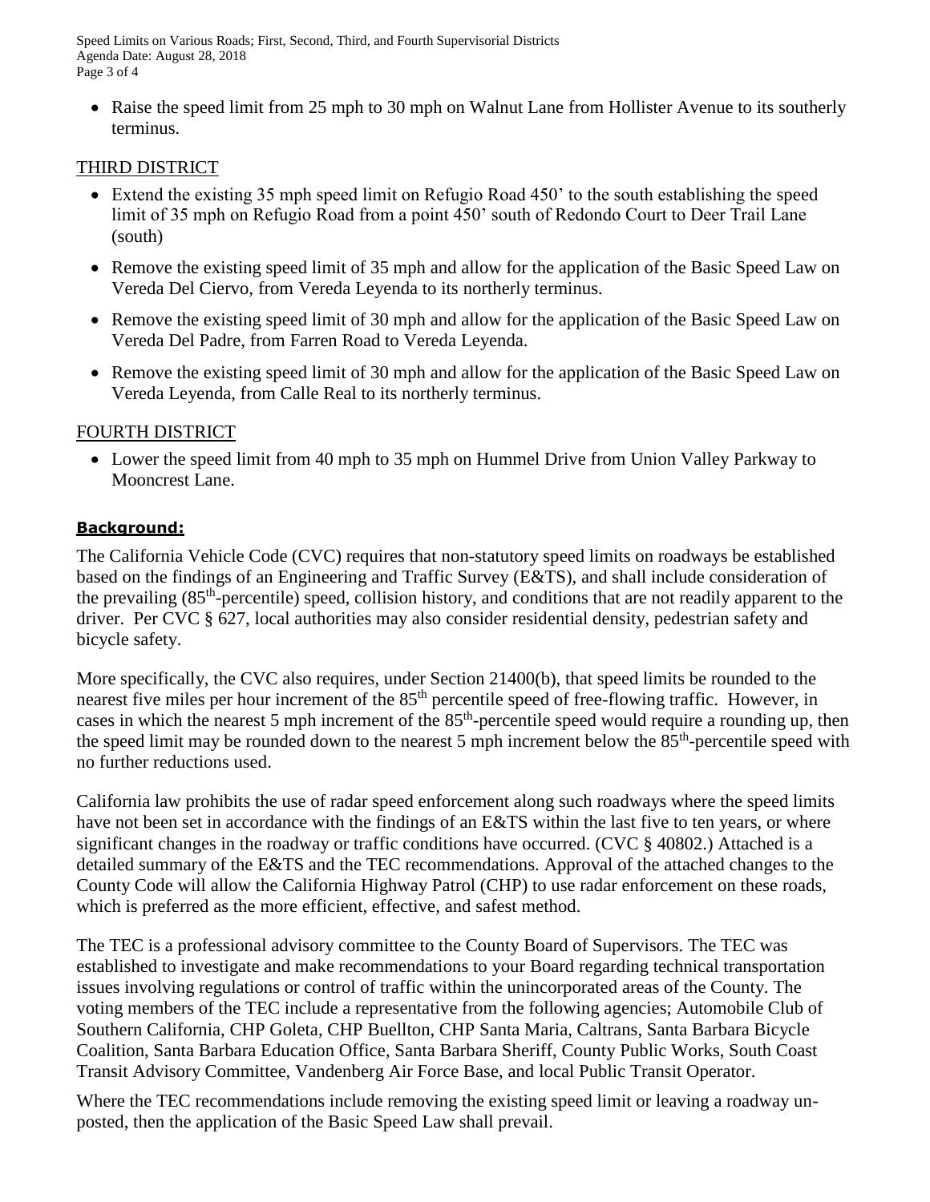- Raise the speed limit from 25 mph to 30 mph on Walnut Lane from Hollister Avenue to its southerly terminus.

THIRD DISTRICT

- Extend the existing 35 mph speed limit on Refugio Road 450' to the south establishing the speed limit of 35 mph on Refugio Road from a point 450' south of Redondo Court to Deer Trail Lane (south)
- Remove the existing speed limit of 35 mph and allow for the application of the Basic Speed Law on Vereda Del Ciervo, from Vereda Leyenda to its northerly terminus.
- Remove the existing speed limit of 30 mph and allow for the application of the Basic Speed Law on Vereda Del Padre, from Farren Road to Vereda Leyenda.
- Remove the existing speed limit of 30 mph and allow for the application of the Basic Speed Law on Vereda Leyenda, from Calle Real to its northerly terminus.

FOURTH DISTRICT

- Lower the speed limit from 40 mph to 35 mph on Hummel Drive from Union Valley Parkway to Mooncrest Lane.

**Background:**

The California Vehicle Code (CVC) requires that non-statutory speed limits on roadways be established based on the findings of an Engineering and Traffic Survey (E&TS), and shall include consideration of the prevailing (85th-percentile) speed, collision history, and conditions that are not readily apparent to the driver. Per CVC § 627, local authorities may also consider residential density, pedestrian safety and bicycle safety.

More specifically, the CVC also requires, under Section 21400(b), that speed limits be rounded to the nearest five miles per hour increment of the 85th percentile speed of free-flowing traffic. However, in cases in which the nearest 5 mph increment of the 85th-percentile speed would require a rounding up, then the speed limit may be rounded down to the nearest 5 mph increment below the 85th-percentile speed with no further reductions used.

California law prohibits the use of radar speed enforcement along such roadways where the speed limits have not been set in accordance with the findings of an E&TS within the last five to ten years, or where significant changes in the roadway or traffic conditions have occurred. (CVC § 40802.) Attached is a detailed summary of the E&TS and the TEC recommendations. Approval of the attached changes to the County Code will allow the California Highway Patrol (CHP) to use radar enforcement on these roads, which is preferred as the more efficient, effective, and safest method.

The TEC is a professional advisory committee to the County Board of Supervisors. The TEC was established to investigate and make recommendations to your Board regarding technical transportation issues involving regulations or control of traffic within the unincorporated areas of the County. The voting members of the TEC include a representative from the following agencies; Automobile Club of Southern California, CHP Goleta, CHP Buellton, CHP Santa Maria, Caltrans, Santa Barbara Bicycle Coalition, Santa Barbara Education Office, Santa Barbara Sheriff, County Public Works, South Coast Transit Advisory Committee, Vandenberg Air Force Base, and local Public Transit Operator.

Where the TEC recommendations include removing the existing speed limit or leaving a roadway un-posted, then the application of the Basic Speed Law shall prevail.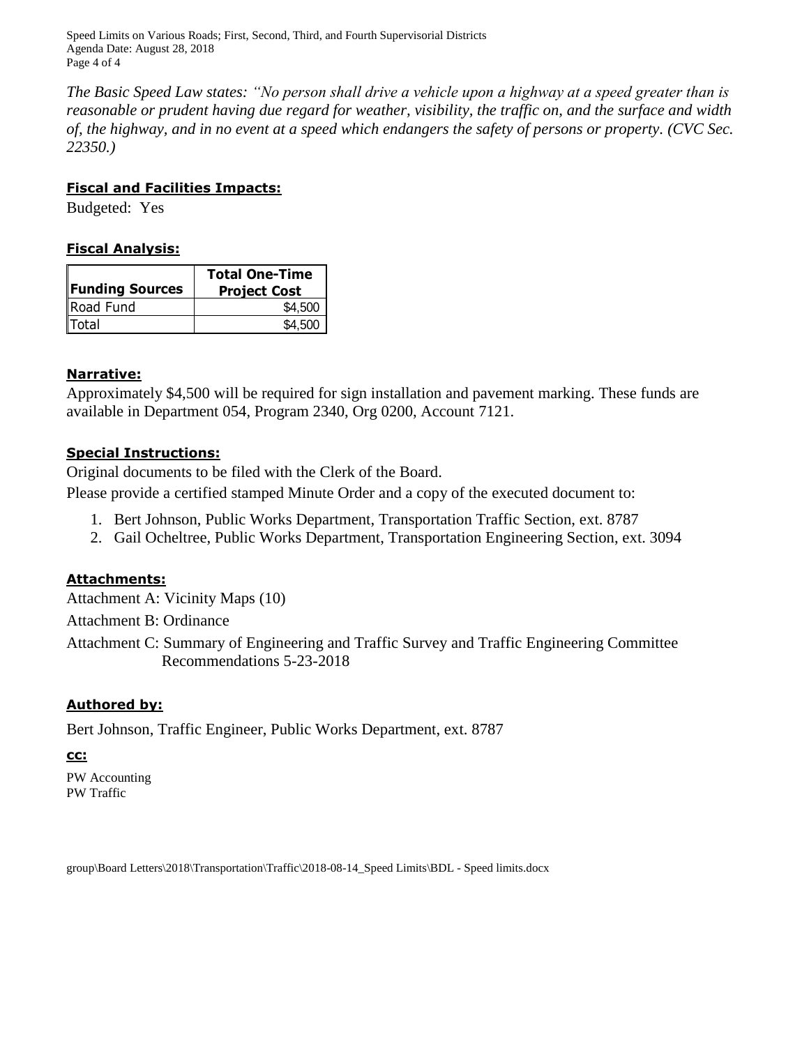*The Basic Speed Law states: "No person shall drive a vehicle upon a highway at a speed greater than is reasonable or prudent having due regard for weather, visibility, the traffic on, and the surface and width of, the highway, and in no event at a speed which endangers the safety of persons or property. (CVC Sec. 22350.)*

**Fiscal and Facilities Impacts:**

Budgeted: Yes

**Fiscal Analysis:**

| Funding Sources | Total One-Time Project Cost |
|---|---|
| Road Fund | $4,500 |
| Total | $4,500 |

**Narrative:**

Approximately $4,500 will be required for sign installation and pavement marking. These funds are available in Department 054, Program 2340, Org 0200, Account 7121.

**Special Instructions:**

Original documents to be filed with the Clerk of the Board.

Please provide a certified stamped Minute Order and a copy of the executed document to:

1. Bert Johnson, Public Works Department, Transportation Traffic Section, ext. 8787
2. Gail Ocheltree, Public Works Department, Transportation Engineering Section, ext. 3094

**Attachments:**

Attachment A: Vicinity Maps (10)

Attachment B: Ordinance

Attachment C: Summary of Engineering and Traffic Survey and Traffic Engineering Committee Recommendations 5-23-2018

**Authored by:**

Bert Johnson, Traffic Engineer, Public Works Department, ext. 8787

**cc:**

PW Accounting
PW Traffic

group\Board Letters\2018\Transportation\Traffic\2018-08-14_Speed Limits\BDL - Speed limits.docx